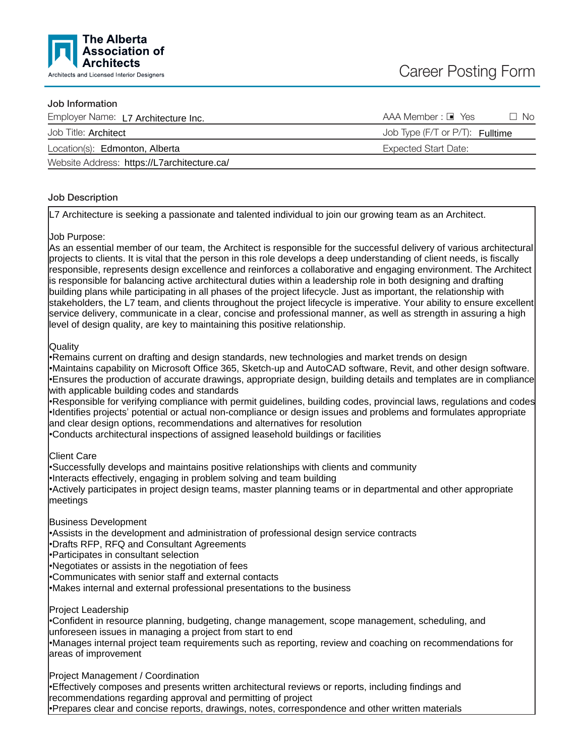**The Alberta Association of Architects**
Architects and Licensed Interior Designers

# Career Posting Form

## Job Information

| | |
|---|---|
| Employer Name: L7 Architecture Inc. | AAA Member : ■ Yes ☐ No |
| Job Title: Architect | Job Type (F/T or P/T): Fulltime |
| Location(s): Edmonton, Alberta | Expected Start Date: |
| Website Address: https://L7architecture.ca/ | |

## Job Description

L7 Architecture is seeking a passionate and talented individual to join our growing team as an Architect.

Job Purpose:
As an essential member of our team, the Architect is responsible for the successful delivery of various architectural projects to clients. It is vital that the person in this role develops a deep understanding of client needs, is fiscally responsible, represents design excellence and reinforces a collaborative and engaging environment. The Architect is responsible for balancing active architectural duties within a leadership role in both designing and drafting building plans while participating in all phases of the project lifecycle. Just as important, the relationship with stakeholders, the L7 team, and clients throughout the project lifecycle is imperative. Your ability to ensure excellent service delivery, communicate in a clear, concise and professional manner, as well as strength in assuring a high level of design quality, are key to maintaining this positive relationship.

Quality
- Remains current on drafting and design standards, new technologies and market trends on design
- Maintains capability on Microsoft Office 365, Sketch-up and AutoCAD software, Revit, and other design software.
- Ensures the production of accurate drawings, appropriate design, building details and templates are in compliance with applicable building codes and standards
- Responsible for verifying compliance with permit guidelines, building codes, provincial laws, regulations and codes
- Identifies projects' potential or actual non-compliance or design issues and problems and formulates appropriate and clear design options, recommendations and alternatives for resolution
- Conducts architectural inspections of assigned leasehold buildings or facilities

Client Care
- Successfully develops and maintains positive relationships with clients and community
- Interacts effectively, engaging in problem solving and team building
- Actively participates in project design teams, master planning teams or in departmental and other appropriate meetings

Business Development
- Assists in the development and administration of professional design service contracts
- Drafts RFP, RFQ and Consultant Agreements
- Participates in consultant selection
- Negotiates or assists in the negotiation of fees
- Communicates with senior staff and external contacts
- Makes internal and external professional presentations to the business

Project Leadership
- Confident in resource planning, budgeting, change management, scope management, scheduling, and unforeseen issues in managing a project from start to end
- Manages internal project team requirements such as reporting, review and coaching on recommendations for areas of improvement

Project Management / Coordination
- Effectively composes and presents written architectural reviews or reports, including findings and recommendations regarding approval and permitting of project
- Prepares clear and concise reports, drawings, notes, correspondence and other written materials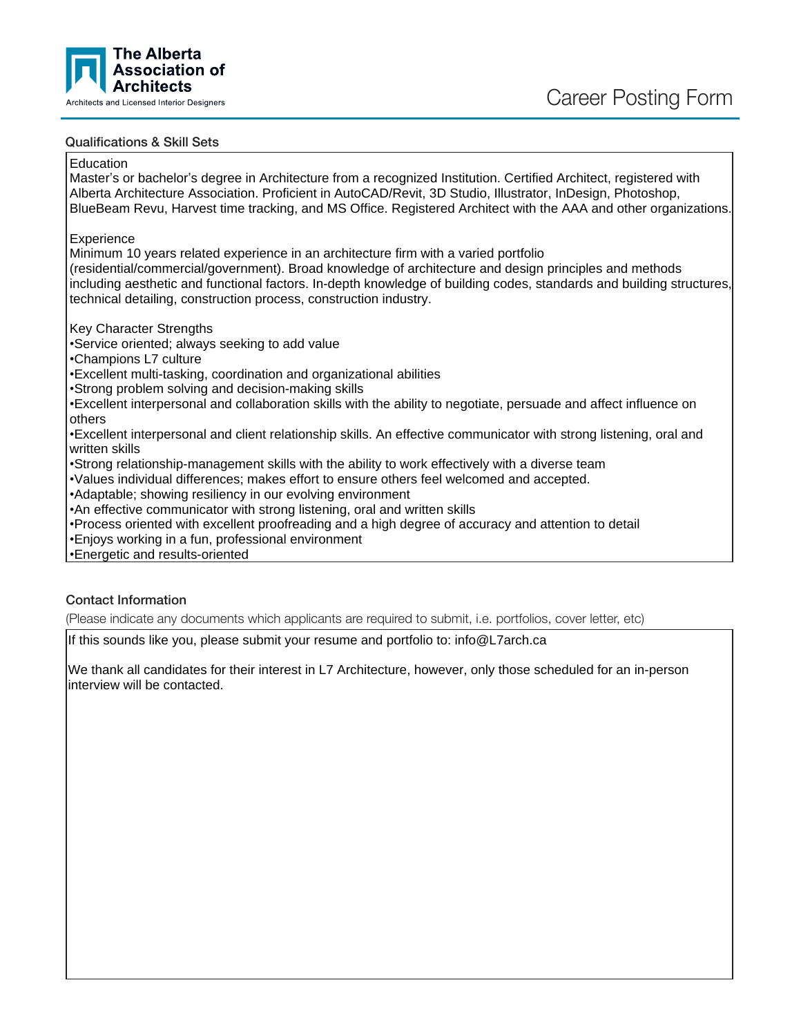The Alberta Association of Architects
Architects and Licensed Interior Designers

# Career Posting Form

## Qualifications & Skill Sets

Education
Master's or bachelor's degree in Architecture from a recognized Institution. Certified Architect, registered with Alberta Architecture Association. Proficient in AutoCAD/Revit, 3D Studio, Illustrator, InDesign, Photoshop, BlueBeam Revu, Harvest time tracking, and MS Office. Registered Architect with the AAA and other organizations.

Experience
Minimum 10 years related experience in an architecture firm with a varied portfolio (residential/commercial/government). Broad knowledge of architecture and design principles and methods including aesthetic and functional factors. In-depth knowledge of building codes, standards and building structures, technical detailing, construction process, construction industry.

Key Character Strengths
- Service oriented; always seeking to add value
- Champions L7 culture
- Excellent multi-tasking, coordination and organizational abilities
- Strong problem solving and decision-making skills
- Excellent interpersonal and collaboration skills with the ability to negotiate, persuade and affect influence on others
- Excellent interpersonal and client relationship skills. An effective communicator with strong listening, oral and written skills
- Strong relationship-management skills with the ability to work effectively with a diverse team
- Values individual differences; makes effort to ensure others feel welcomed and accepted.
- Adaptable; showing resiliency in our evolving environment
- An effective communicator with strong listening, oral and written skills
- Process oriented with excellent proofreading and a high degree of accuracy and attention to detail
- Enjoys working in a fun, professional environment
- Energetic and results-oriented

## Contact Information

(Please indicate any documents which applicants are required to submit, i.e. portfolios, cover letter, etc)

If this sounds like you, please submit your resume and portfolio to: info@L7arch.ca

We thank all candidates for their interest in L7 Architecture, however, only those scheduled for an in-person interview will be contacted.